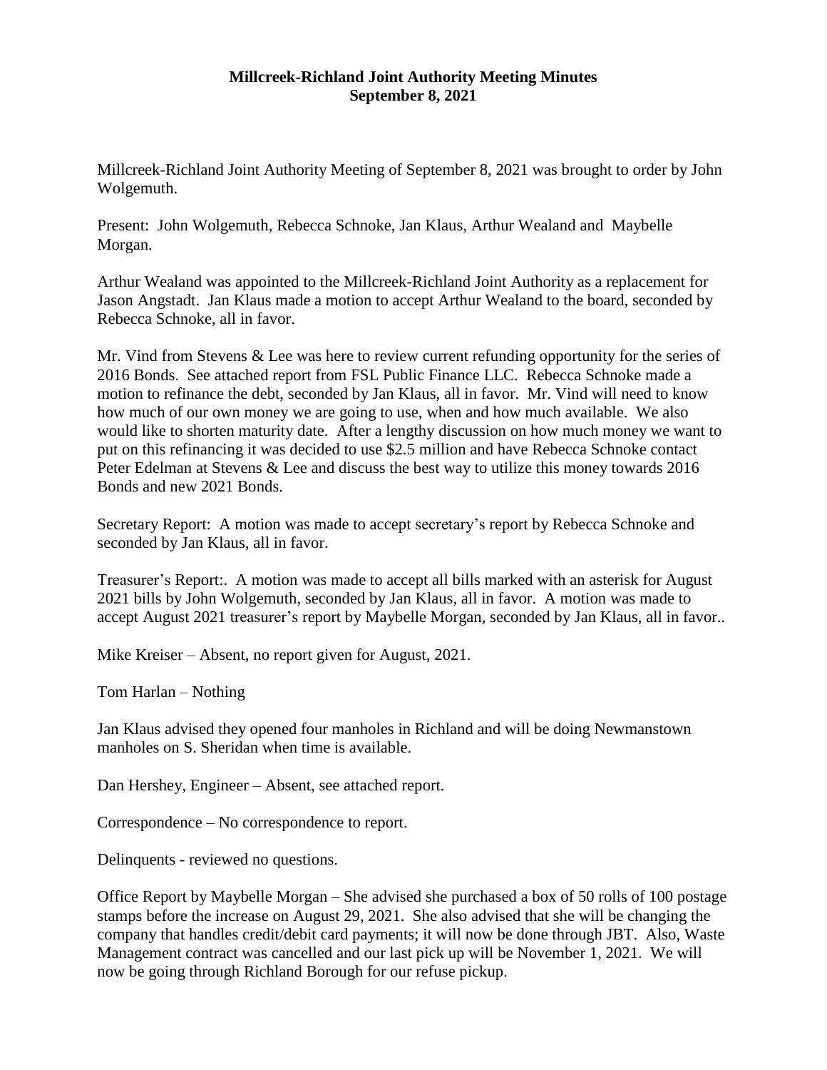**Millcreek-Richland Joint Authority Meeting Minutes**
**September 8, 2021**

Millcreek-Richland Joint Authority Meeting of September 8, 2021 was brought to order by John Wolgemuth.

Present: John Wolgemuth, Rebecca Schnoke, Jan Klaus, Arthur Wealand and Maybelle Morgan.

Arthur Wealand was appointed to the Millcreek-Richland Joint Authority as a replacement for Jason Angstadt. Jan Klaus made a motion to accept Arthur Wealand to the board, seconded by Rebecca Schnoke, all in favor.

Mr. Vind from Stevens & Lee was here to review current refunding opportunity for the series of 2016 Bonds. See attached report from FSL Public Finance LLC. Rebecca Schnoke made a motion to refinance the debt, seconded by Jan Klaus, all in favor. Mr. Vind will need to know how much of our own money we are going to use, when and how much available. We also would like to shorten maturity date. After a lengthy discussion on how much money we want to put on this refinancing it was decided to use $2.5 million and have Rebecca Schnoke contact Peter Edelman at Stevens & Lee and discuss the best way to utilize this money towards 2016 Bonds and new 2021 Bonds.

Secretary Report: A motion was made to accept secretary's report by Rebecca Schnoke and seconded by Jan Klaus, all in favor.

Treasurer's Report:. A motion was made to accept all bills marked with an asterisk for August 2021 bills by John Wolgemuth, seconded by Jan Klaus, all in favor. A motion was made to accept August 2021 treasurer's report by Maybelle Morgan, seconded by Jan Klaus, all in favor..

Mike Kreiser – Absent, no report given for August, 2021.

Tom Harlan – Nothing

Jan Klaus advised they opened four manholes in Richland and will be doing Newmanstown manholes on S. Sheridan when time is available.

Dan Hershey, Engineer – Absent, see attached report.

Correspondence – No correspondence to report.

Delinquents - reviewed no questions.

Office Report by Maybelle Morgan – She advised she purchased a box of 50 rolls of 100 postage stamps before the increase on August 29, 2021. She also advised that she will be changing the company that handles credit/debit card payments; it will now be done through JBT. Also, Waste Management contract was cancelled and our last pick up will be November 1, 2021. We will now be going through Richland Borough for our refuse pickup.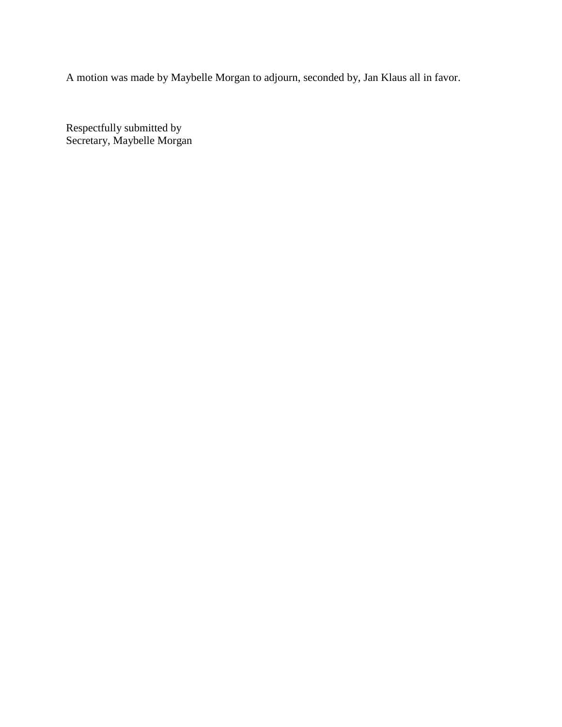A motion was made by Maybelle Morgan to adjourn, seconded by, Jan Klaus all in favor.

Respectfully submitted by
Secretary, Maybelle Morgan